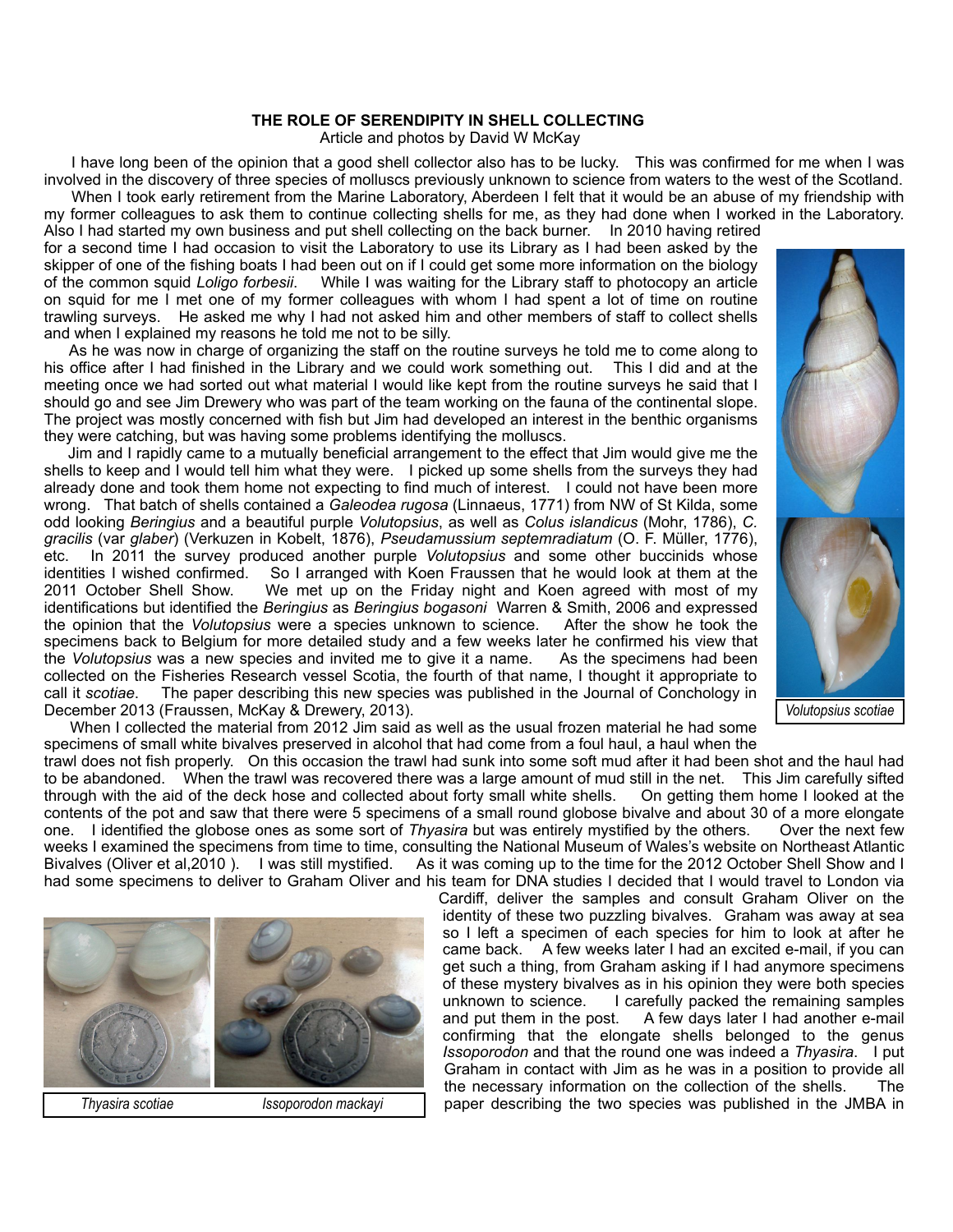# THE ROLE OF SERENDIPITY IN SHELL COLLECTING

Article and photos by David W McKay

I have long been of the opinion that a good shell collector also has to be lucky. This was confirmed for me when I was involved in the discovery of three species of molluscs previously unknown to science from waters to the west of the Scotland.

When I took early retirement from the Marine Laboratory, Aberdeen I felt that it would be an abuse of my friendship with my former colleagues to ask them to continue collecting shells for me, as they had done when I worked in the Laboratory. Also I had started my own business and put shell collecting on the back burner. In 2010 having retired for a second time I had occasion to visit the Laboratory to use its Library as I had been asked by the skipper of one of the fishing boats I had been out on if I could get some more information on the biology of the common squid *Loligo forbesii*. While I was waiting for the Library staff to photocopy an article on squid for me I met one of my former colleagues with whom I had spent a lot of time on routine trawling surveys. He asked me why I had not asked him and other members of staff to collect shells and when I explained my reasons he told me not to be silly.

As he was now in charge of organizing the staff on the routine surveys he told me to come along to his office after I had finished in the Library and we could work something out. This I did and at the meeting once we had sorted out what material I would like kept from the routine surveys he said that I should go and see Jim Drewery who was part of the team working on the fauna of the continental slope. The project was mostly concerned with fish but Jim had developed an interest in the benthic organisms they were catching, but was having some problems identifying the molluscs.

Jim and I rapidly came to a mutually beneficial arrangement to the effect that Jim would give me the shells to keep and I would tell him what they were. I picked up some shells from the surveys they had already done and took them home not expecting to find much of interest. I could not have been more wrong. That batch of shells contained a *Galeodea rugosa* (Linnaeus, 1771) from NW of St Kilda, some odd looking *Beringius* and a beautiful purple *Volutopsius*, as well as *Colus islandicus* (Mohr, 1786), *C. gracilis* (var *glaber*) (Verkuzen in Kobelt, 1876), *Pseudamussium septemradiatum* (O. F. Müller, 1776), etc. In 2011 the survey produced another purple *Volutopsius* and some other buccinids whose identities I wished confirmed. So I arranged with Koen Fraussen that he would look at them at the 2011 October Shell Show. We met up on the Friday night and Koen agreed with most of my identifications but identified the *Beringius* as *Beringius bogasoni* Warren & Smith, 2006 and expressed the opinion that the *Volutopsius* were a species unknown to science. After the show he took the specimens back to Belgium for more detailed study and a few weeks later he confirmed his view that the *Volutopsius* was a new species and invited me to give it a name. As the specimens had been collected on the Fisheries Research vessel Scotia, the fourth of that name, I thought it appropriate to call it *scotiae*. The paper describing this new species was published in the Journal of Conchology in December 2013 (Fraussen, McKay & Drewery, 2013).

*Volutopsius scotiae*

When I collected the material from 2012 Jim said as well as the usual frozen material he had some specimens of small white bivalves preserved in alcohol that had come from a foul haul, a haul when the trawl does not fish properly. On this occasion the trawl had sunk into some soft mud after it had been shot and the haul had to be abandoned. When the trawl was recovered there was a large amount of mud still in the net. This Jim carefully sifted through with the aid of the deck hose and collected about forty small white shells. On getting them home I looked at the contents of the pot and saw that there were 5 specimens of a small round globose bivalve and about 30 of a more elongate one. I identified the globose ones as some sort of *Thyasira* but was entirely mystified by the others. Over the next few weeks I examined the specimens from time to time, consulting the National Museum of Wales's website on Northeast Atlantic Bivalves (Oliver et al,2010 ). I was still mystified. As it was coming up to the time for the 2012 October Shell Show and I had some specimens to deliver to Graham Oliver and his team for DNA studies I decided that I would travel to London via Cardiff, deliver the samples and consult Graham Oliver on the identity of these two puzzling bivalves. Graham was away at sea so I left a specimen of each species for him to look at after he came back. A few weeks later I had an excited e-mail, if you can get such a thing, from Graham asking if I had anymore specimens of these mystery bivalves as in his opinion they were both species unknown to science. I carefully packed the remaining samples and put them in the post. A few days later I had another e-mail confirming that the elongate shells belonged to the genus *Issoporodon* and that the round one was indeed a *Thyasira*. I put Graham in contact with Jim as he was in a position to provide all the necessary information on the collection of the shells. The paper describing the two species was published in the JMBA in

*Thyasira scotiae* | *Issoporodon mackayi*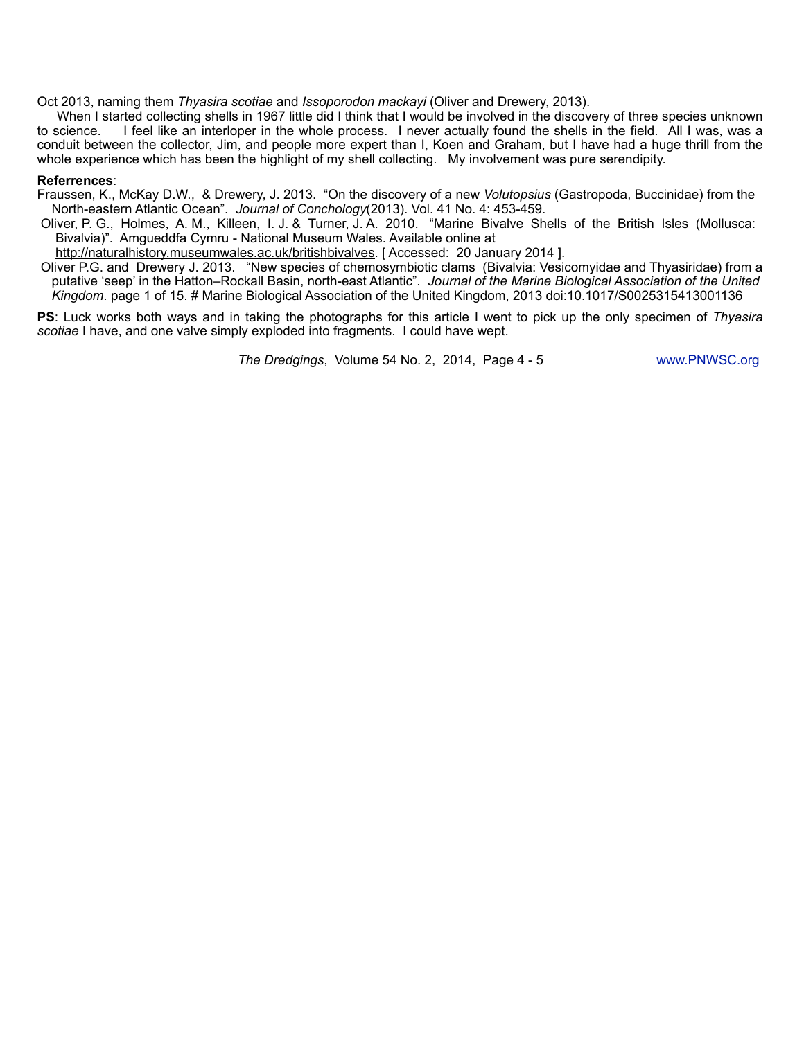Oct 2013, naming them *Thyasira scotiae* and *Issoporodon mackayi* (Oliver and Drewery, 2013).

When I started collecting shells in 1967 little did I think that I would be involved in the discovery of three species unknown to science. I feel like an interloper in the whole process. I never actually found the shells in the field. All I was, was a conduit between the collector, Jim, and people more expert than I, Koen and Graham, but I have had a huge thrill from the whole experience which has been the highlight of my shell collecting. My involvement was pure serendipity.

**Referrences**:

Fraussen, K., McKay D.W., & Drewery, J. 2013. "On the discovery of a new *Volutopsius* (Gastropoda, Buccinidae) from the North-eastern Atlantic Ocean". *Journal of Conchology*(2013). Vol. 41 No. 4: 453-459.

Oliver, P. G., Holmes, A. M., Killeen, I. J. & Turner, J. A. 2010. "Marine Bivalve Shells of the British Isles (Mollusca: Bivalvia)". Amgueddfa Cymru - National Museum Wales. Available online at http://naturalhistory.museumwales.ac.uk/britishbivalves. [ Accessed: 20 January 2014 ].

Oliver P.G. and Drewery J. 2013. "New species of chemosymbiotic clams (Bivalvia: Vesicomyidae and Thyasiridae) from a putative 'seep' in the Hatton–Rockall Basin, north-east Atlantic". *Journal of the Marine Biological Association of the United Kingdom*. page 1 of 15. # Marine Biological Association of the United Kingdom, 2013 doi:10.1017/S0025315413001136

**PS**: Luck works both ways and in taking the photographs for this article I went to pick up the only specimen of *Thyasira scotiae* I have, and one valve simply exploded into fragments. I could have wept.